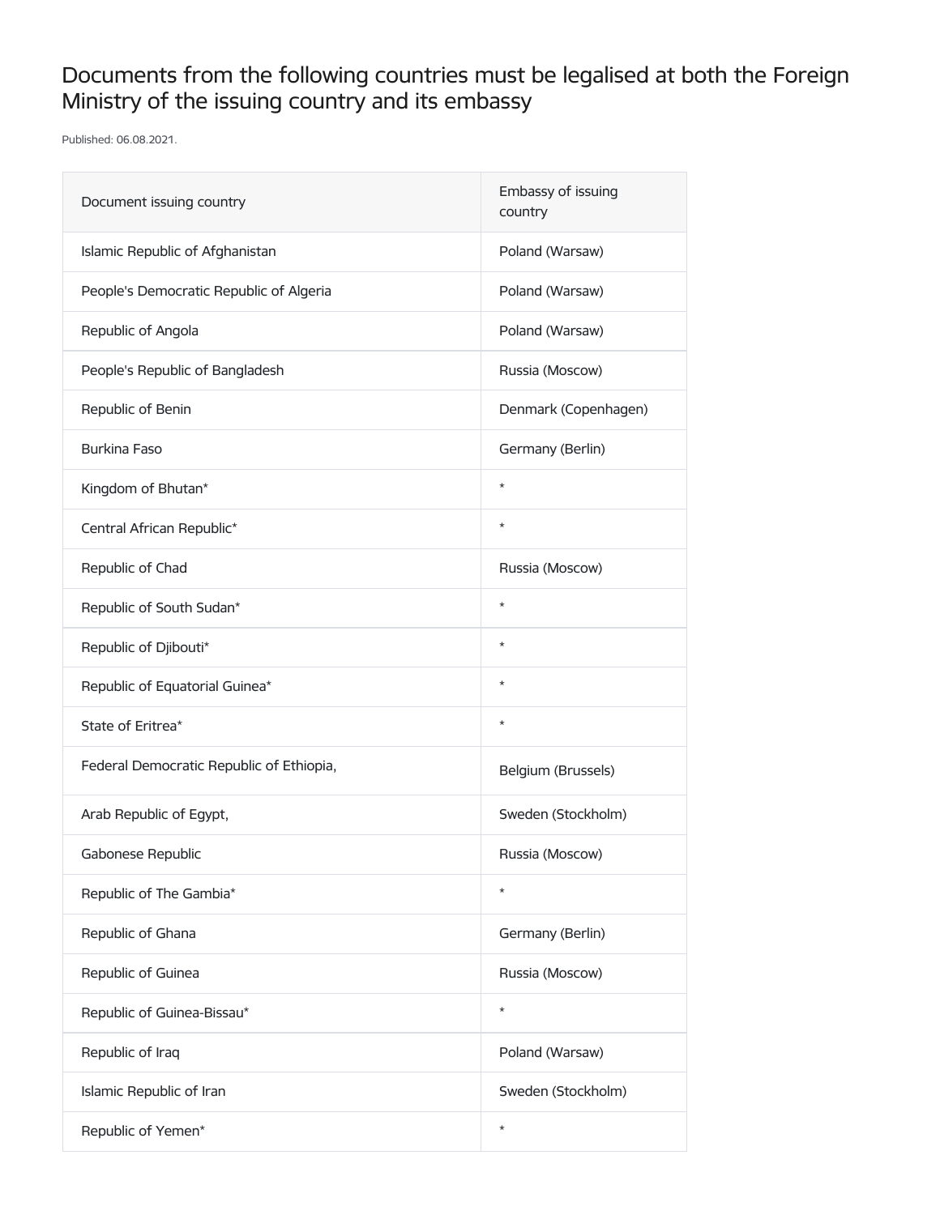# Documents from the following countries must be legalised at both the Foreign Ministry of the issuing country and its embassy

Published: 06.08.2021.

| Document issuing country | Embassy of issuing country |
| --- | --- |
| Islamic Republic of Afghanistan | Poland (Warsaw) |
| People's Democratic Republic of Algeria | Poland (Warsaw) |
| Republic of Angola | Poland (Warsaw) |
| People's Republic of Bangladesh | Russia (Moscow) |
| Republic of Benin | Denmark (Copenhagen) |
| Burkina Faso | Germany (Berlin) |
| Kingdom of Bhutan* | * |
| Central African Republic* | * |
| Republic of Chad | Russia (Moscow) |
| Republic of South Sudan* | * |
| Republic of Djibouti* | * |
| Republic of Equatorial Guinea* | * |
| State of Eritrea* | * |
| Federal Democratic Republic of Ethiopia, | Belgium (Brussels) |
| Arab Republic of Egypt, | Sweden (Stockholm) |
| Gabonese Republic | Russia (Moscow) |
| Republic of The Gambia* | * |
| Republic of Ghana | Germany (Berlin) |
| Republic of Guinea | Russia (Moscow) |
| Republic of Guinea-Bissau* | * |
| Republic of Iraq | Poland (Warsaw) |
| Islamic Republic of Iran | Sweden (Stockholm) |
| Republic of Yemen* | * |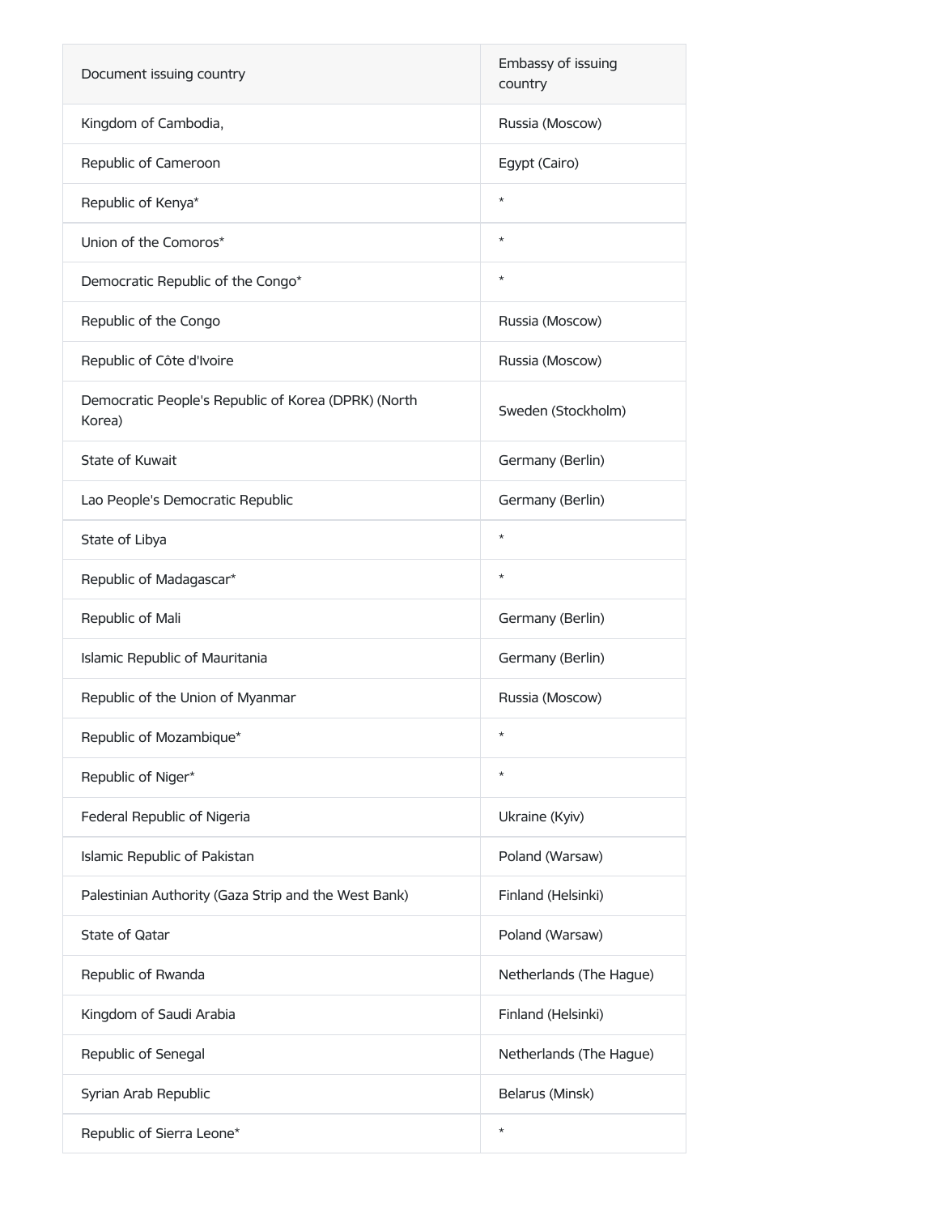| Document issuing country | Embassy of issuing country |
| --- | --- |
| Kingdom of Cambodia, | Russia (Moscow) |
| Republic of Cameroon | Egypt (Cairo) |
| Republic of Kenya* | * |
| Union of the Comoros* | * |
| Democratic Republic of the Congo* | * |
| Republic of the Congo | Russia (Moscow) |
| Republic of Côte d'Ivoire | Russia (Moscow) |
| Democratic People's Republic of Korea (DPRK) (North Korea) | Sweden (Stockholm) |
| State of Kuwait | Germany (Berlin) |
| Lao People's Democratic Republic | Germany (Berlin) |
| State of Libya | * |
| Republic of Madagascar* | * |
| Republic of Mali | Germany (Berlin) |
| Islamic Republic of Mauritania | Germany (Berlin) |
| Republic of the Union of Myanmar | Russia (Moscow) |
| Republic of Mozambique* | * |
| Republic of Niger* | * |
| Federal Republic of Nigeria | Ukraine (Kyiv) |
| Islamic Republic of Pakistan | Poland (Warsaw) |
| Palestinian Authority (Gaza Strip and the West Bank) | Finland (Helsinki) |
| State of Qatar | Poland (Warsaw) |
| Republic of Rwanda | Netherlands (The Hague) |
| Kingdom of Saudi Arabia | Finland (Helsinki) |
| Republic of Senegal | Netherlands (The Hague) |
| Syrian Arab Republic | Belarus (Minsk) |
| Republic of Sierra Leone* | * |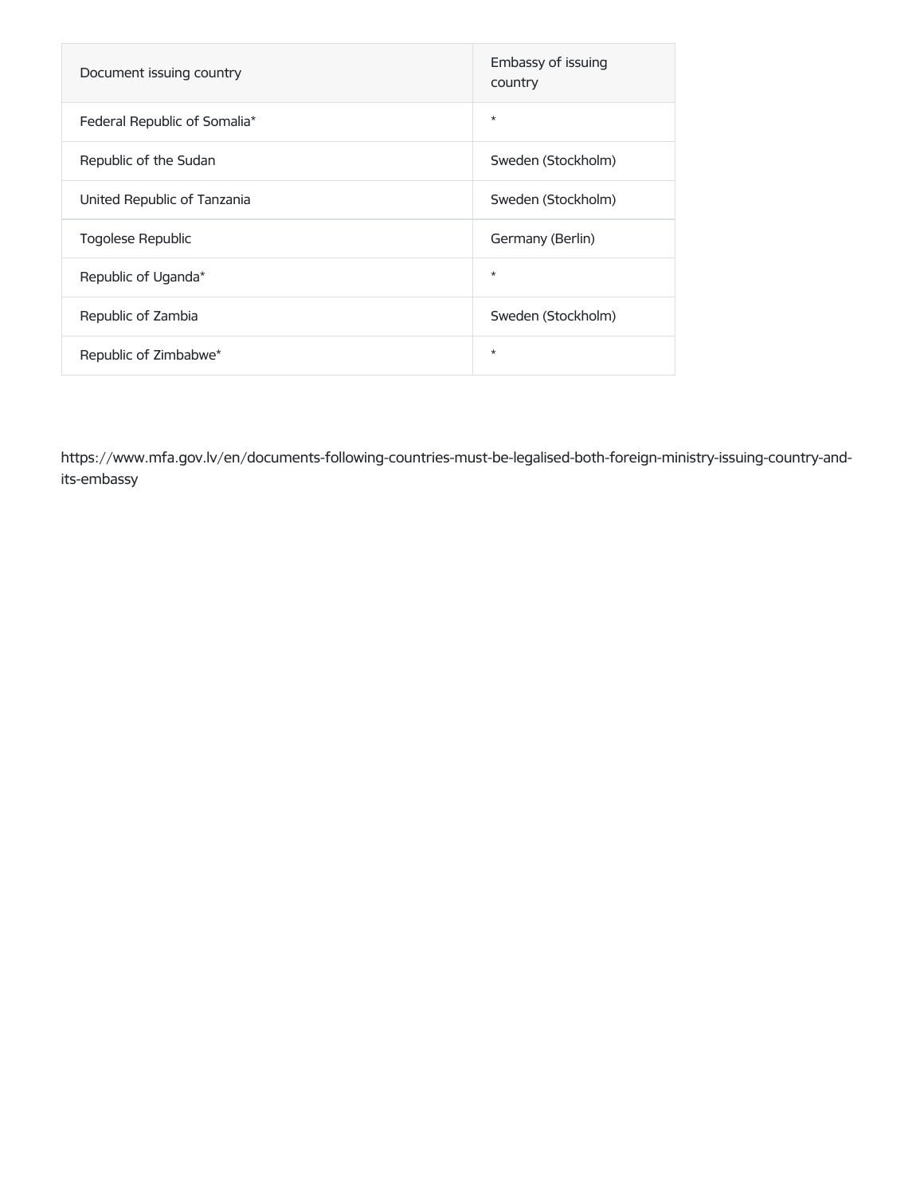| Document issuing country | Embassy of issuing country |
| --- | --- |
| Federal Republic of Somalia* | * |
| Republic of the Sudan | Sweden (Stockholm) |
| United Republic of Tanzania | Sweden (Stockholm) |
| Togolese Republic | Germany (Berlin) |
| Republic of Uganda* | * |
| Republic of Zambia | Sweden (Stockholm) |
| Republic of Zimbabwe* | * |

https://www.mfa.gov.lv/en/documents-following-countries-must-be-legalised-both-foreign-ministry-issuing-country-and-its-embassy